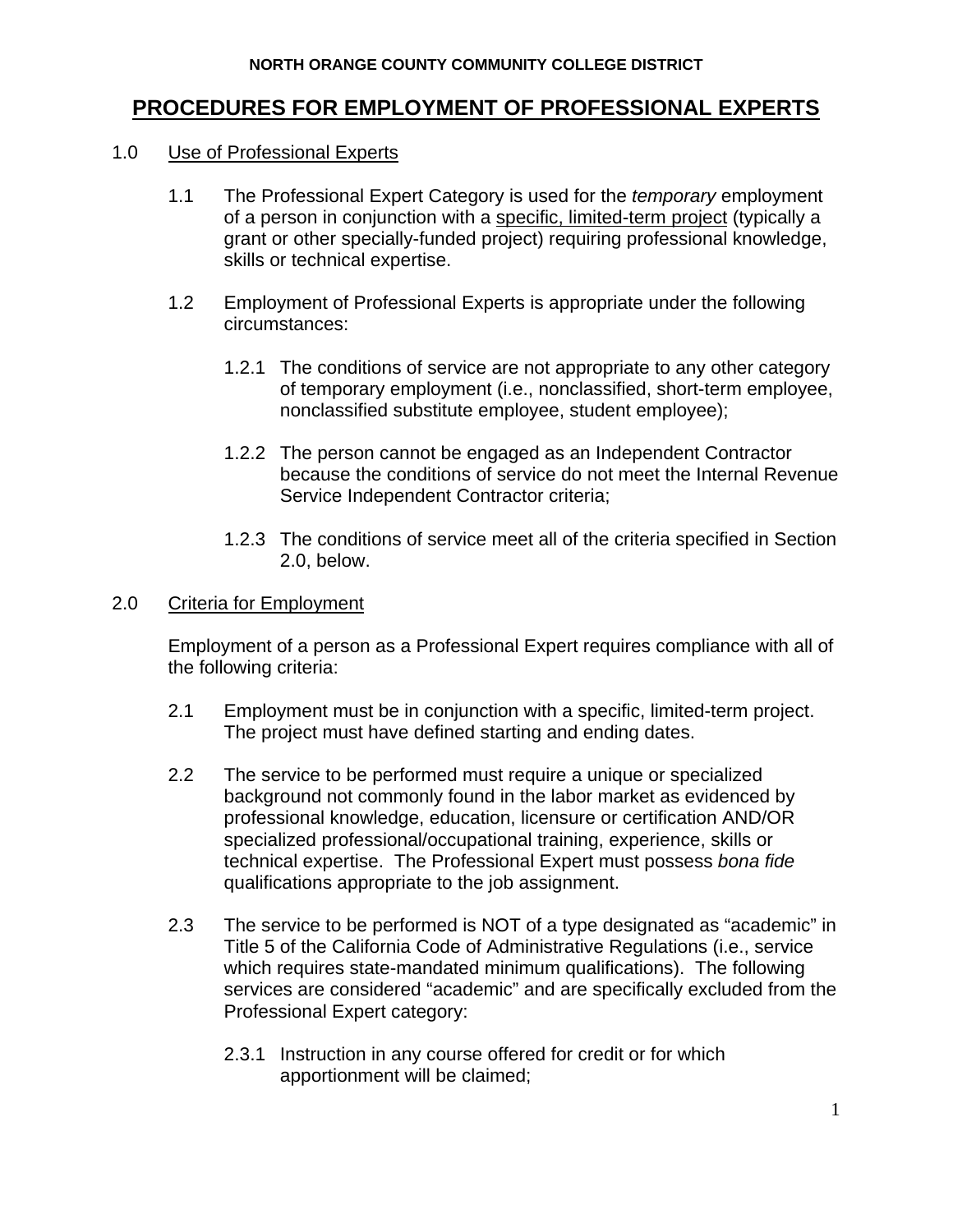NORTH ORANGE COUNTY COMMUNITY COLLEGE DISTRICT

# PROCEDURES FOR EMPLOYMENT OF PROFESSIONAL EXPERTS

## 1.0 Use of Professional Experts

1.1 The Professional Expert Category is used for the *temporary* employment of a person in conjunction with a specific, limited-term project (typically a grant or other specially-funded project) requiring professional knowledge, skills or technical expertise.

1.2 Employment of Professional Experts is appropriate under the following circumstances:

1.2.1 The conditions of service are not appropriate to any other category of temporary employment (i.e., nonclassified, short-term employee, nonclassified substitute employee, student employee);

1.2.2 The person cannot be engaged as an Independent Contractor because the conditions of service do not meet the Internal Revenue Service Independent Contractor criteria;

1.2.3 The conditions of service meet all of the criteria specified in Section 2.0, below.

## 2.0 Criteria for Employment

Employment of a person as a Professional Expert requires compliance with all of the following criteria:

2.1 Employment must be in conjunction with a specific, limited-term project. The project must have defined starting and ending dates.

2.2 The service to be performed must require a unique or specialized background not commonly found in the labor market as evidenced by professional knowledge, education, licensure or certification AND/OR specialized professional/occupational training, experience, skills or technical expertise. The Professional Expert must possess *bona fide* qualifications appropriate to the job assignment.

2.3 The service to be performed is NOT of a type designated as "academic" in Title 5 of the California Code of Administrative Regulations (i.e., service which requires state-mandated minimum qualifications). The following services are considered "academic" and are specifically excluded from the Professional Expert category:

2.3.1 Instruction in any course offered for credit or for which apportionment will be claimed;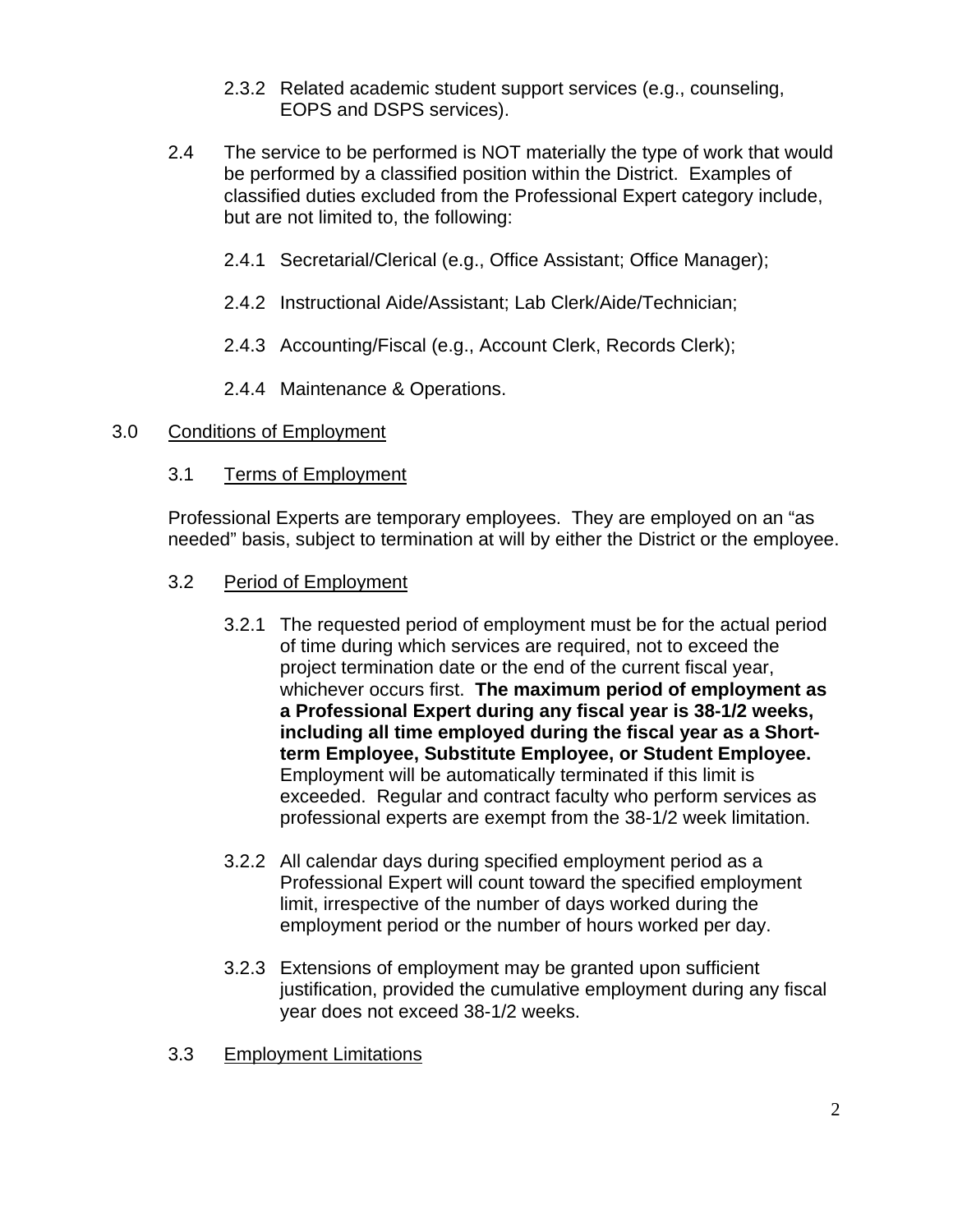2.3.2 Related academic student support services (e.g., counseling, EOPS and DSPS services).

2.4 The service to be performed is NOT materially the type of work that would be performed by a classified position within the District. Examples of classified duties excluded from the Professional Expert category include, but are not limited to, the following:

2.4.1 Secretarial/Clerical (e.g., Office Assistant; Office Manager);

2.4.2 Instructional Aide/Assistant; Lab Clerk/Aide/Technician;

2.4.3 Accounting/Fiscal (e.g., Account Clerk, Records Clerk);

2.4.4 Maintenance & Operations.

## 3.0 <u>Conditions of Employment</u>

### 3.1 <u>Terms of Employment</u>

Professional Experts are temporary employees. They are employed on an "as needed" basis, subject to termination at will by either the District or the employee.

### 3.2 <u>Period of Employment</u>

3.2.1 The requested period of employment must be for the actual period of time during which services are required, not to exceed the project termination date or the end of the current fiscal year, whichever occurs first. **The maximum period of employment as a Professional Expert during any fiscal year is 38-1/2 weeks, including all time employed during the fiscal year as a Short-term Employee, Substitute Employee, or Student Employee.** Employment will be automatically terminated if this limit is exceeded. Regular and contract faculty who perform services as professional experts are exempt from the 38-1/2 week limitation.

3.2.2 All calendar days during specified employment period as a Professional Expert will count toward the specified employment limit, irrespective of the number of days worked during the employment period or the number of hours worked per day.

3.2.3 Extensions of employment may be granted upon sufficient justification, provided the cumulative employment during any fiscal year does not exceed 38-1/2 weeks.

### 3.3 <u>Employment Limitations</u>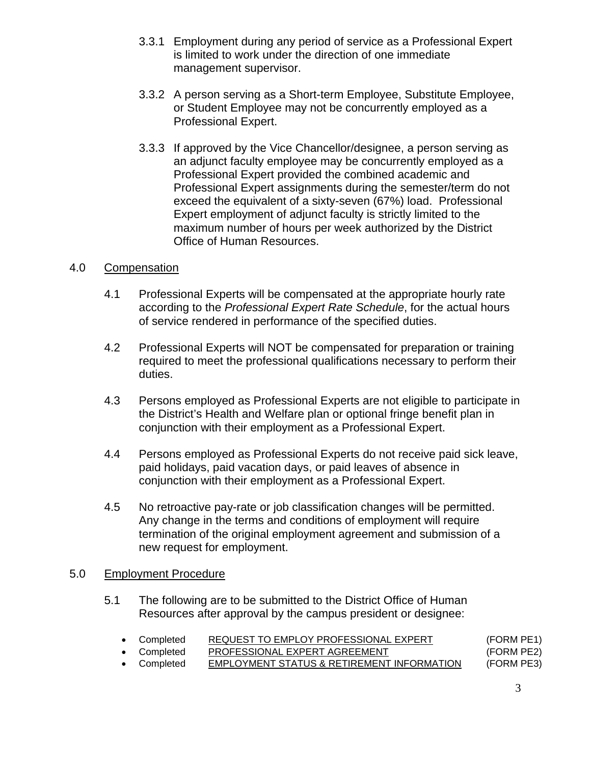3.3.1 Employment during any period of service as a Professional Expert is limited to work under the direction of one immediate management supervisor.

3.3.2 A person serving as a Short-term Employee, Substitute Employee, or Student Employee may not be concurrently employed as a Professional Expert.

3.3.3 If approved by the Vice Chancellor/designee, a person serving as an adjunct faculty employee may be concurrently employed as a Professional Expert provided the combined academic and Professional Expert assignments during the semester/term do not exceed the equivalent of a sixty-seven (67%) load. Professional Expert employment of adjunct faculty is strictly limited to the maximum number of hours per week authorized by the District Office of Human Resources.

## 4.0 Compensation

4.1 Professional Experts will be compensated at the appropriate hourly rate according to the *Professional Expert Rate Schedule*, for the actual hours of service rendered in performance of the specified duties.

4.2 Professional Experts will NOT be compensated for preparation or training required to meet the professional qualifications necessary to perform their duties.

4.3 Persons employed as Professional Experts are not eligible to participate in the District's Health and Welfare plan or optional fringe benefit plan in conjunction with their employment as a Professional Expert.

4.4 Persons employed as Professional Experts do not receive paid sick leave, paid holidays, paid vacation days, or paid leaves of absence in conjunction with their employment as a Professional Expert.

4.5 No retroactive pay-rate or job classification changes will be permitted. Any change in the terms and conditions of employment will require termination of the original employment agreement and submission of a new request for employment.

## 5.0 Employment Procedure

5.1 The following are to be submitted to the District Office of Human Resources after approval by the campus president or designee:

- Completed REQUEST TO EMPLOY PROFESSIONAL EXPERT (FORM PE1)
- Completed PROFESSIONAL EXPERT AGREEMENT (FORM PE2)
- Completed EMPLOYMENT STATUS & RETIREMENT INFORMATION (FORM PE3)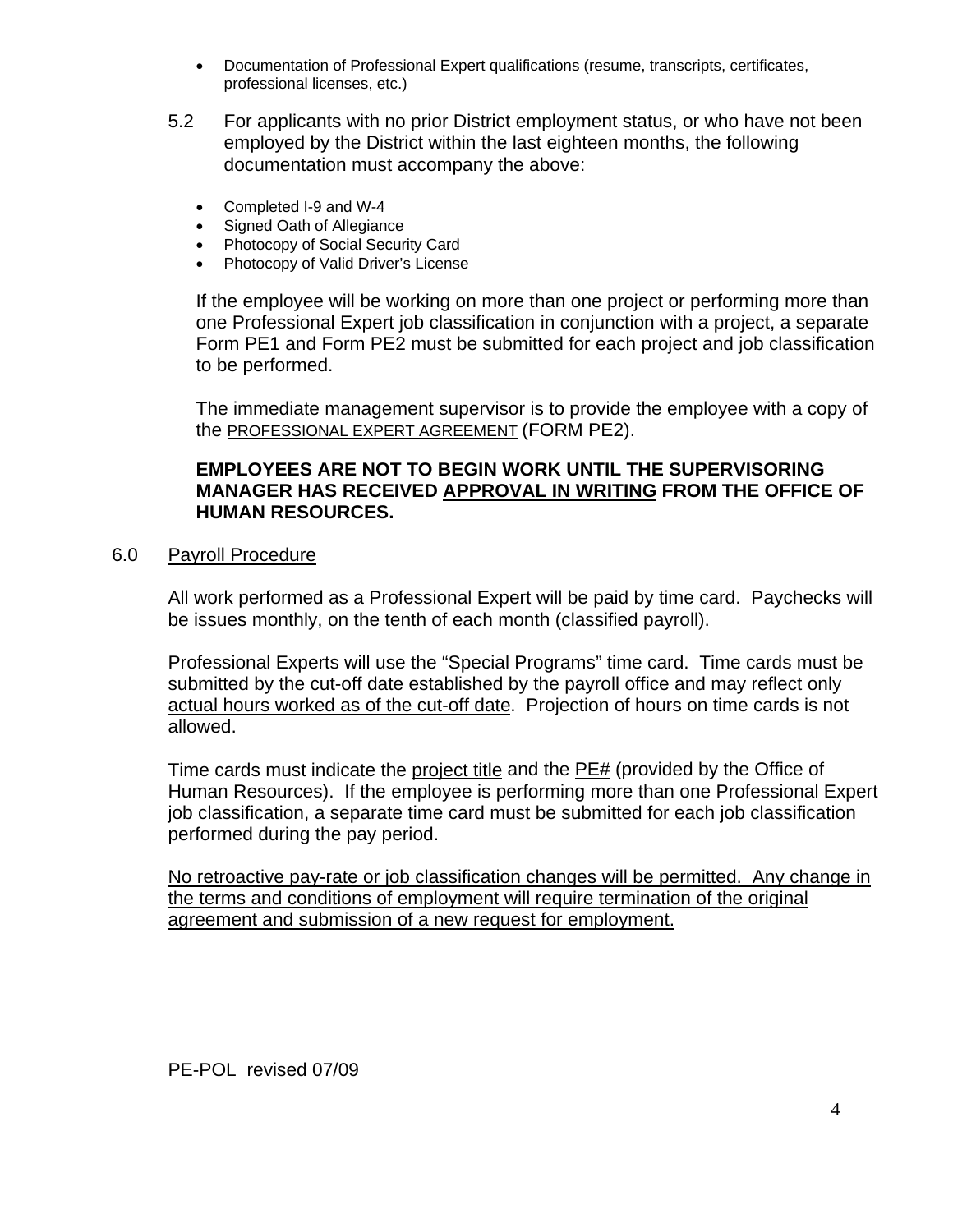- Documentation of Professional Expert qualifications (resume, transcripts, certificates, professional licenses, etc.)

5.2 For applicants with no prior District employment status, or who have not been employed by the District within the last eighteen months, the following documentation must accompany the above:

- Completed I-9 and W-4
- Signed Oath of Allegiance
- Photocopy of Social Security Card
- Photocopy of Valid Driver's License

If the employee will be working on more than one project or performing more than one Professional Expert job classification in conjunction with a project, a separate Form PE1 and Form PE2 must be submitted for each project and job classification to be performed.

The immediate management supervisor is to provide the employee with a copy of the <u>PROFESSIONAL EXPERT AGREEMENT</u> (FORM PE2).

**EMPLOYEES ARE NOT TO BEGIN WORK UNTIL THE SUPERVISORING MANAGER HAS RECEIVED <u>APPROVAL IN WRITING</u> FROM THE OFFICE OF HUMAN RESOURCES.**

## 6.0 <u>Payroll Procedure</u>

All work performed as a Professional Expert will be paid by time card. Paychecks will be issues monthly, on the tenth of each month (classified payroll).

Professional Experts will use the "Special Programs" time card. Time cards must be submitted by the cut-off date established by the payroll office and may reflect only <u>actual hours worked as of the cut-off date</u>. Projection of hours on time cards is not allowed.

Time cards must indicate the <u>project title</u> and the <u>PE#</u> (provided by the Office of Human Resources). If the employee is performing more than one Professional Expert job classification, a separate time card must be submitted for each job classification performed during the pay period.

<u>No retroactive pay-rate or job classification changes will be permitted. Any change in the terms and conditions of employment will require termination of the original agreement and submission of a new request for employment.</u>

PE-POL revised 07/09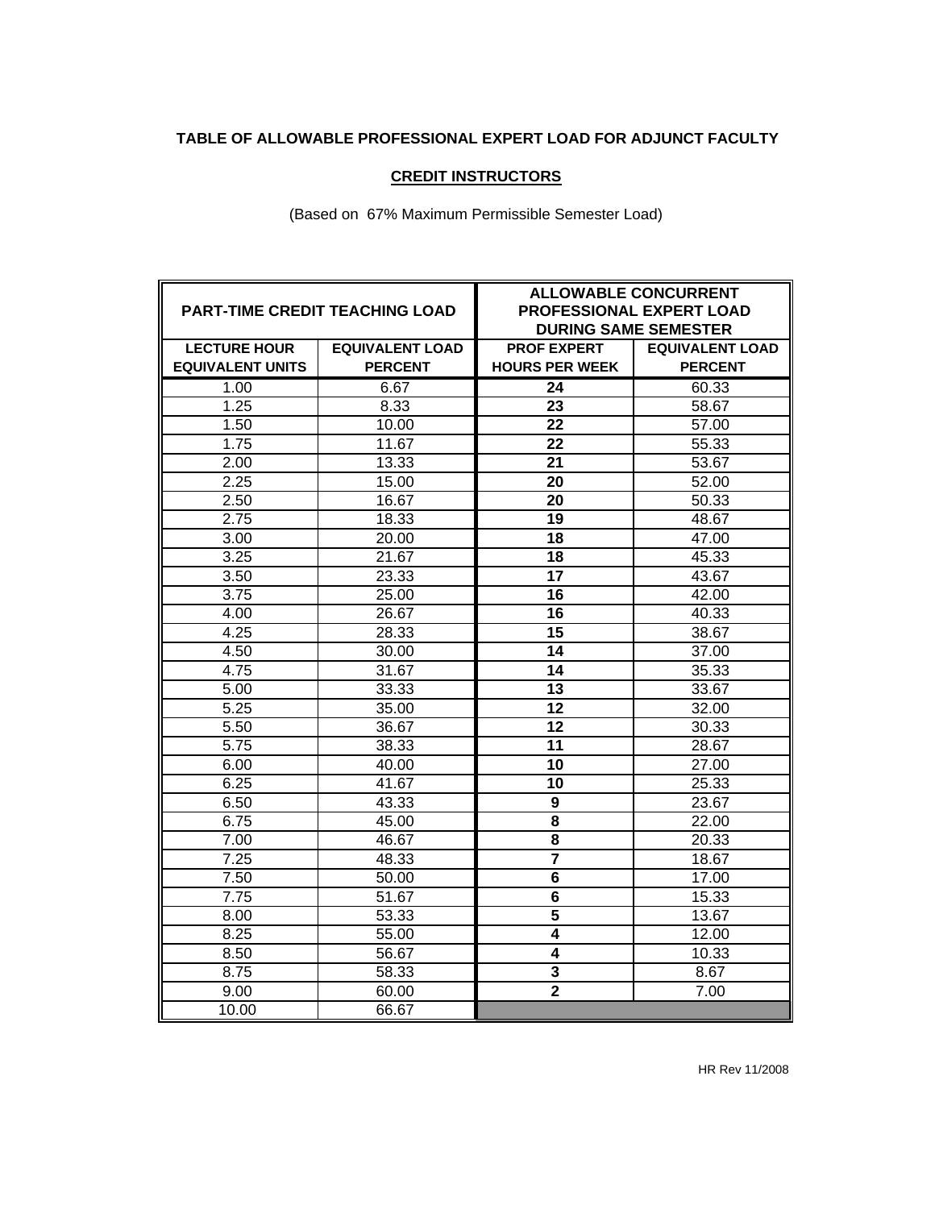**TABLE OF ALLOWABLE PROFESSIONAL EXPERT LOAD FOR ADJUNCT FACULTY**

**CREDIT INSTRUCTORS**

(Based on 67% Maximum Permissible Semester Load)

| PART-TIME CREDIT TEACHING LOAD | | ALLOWABLE CONCURRENT PROFESSIONAL EXPERT LOAD DURING SAME SEMESTER | |
|---|---|---|---|
| **LECTURE HOUR EQUIVALENT UNITS** | **EQUIVALENT LOAD PERCENT** | **PROF EXPERT HOURS PER WEEK** | **EQUIVALENT LOAD PERCENT** |
| 1.00 | 6.67 | **24** | 60.33 |
| 1.25 | 8.33 | **23** | 58.67 |
| 1.50 | 10.00 | **22** | 57.00 |
| 1.75 | 11.67 | **22** | 55.33 |
| 2.00 | 13.33 | **21** | 53.67 |
| 2.25 | 15.00 | **20** | 52.00 |
| 2.50 | 16.67 | **20** | 50.33 |
| 2.75 | 18.33 | **19** | 48.67 |
| 3.00 | 20.00 | **18** | 47.00 |
| 3.25 | 21.67 | **18** | 45.33 |
| 3.50 | 23.33 | **17** | 43.67 |
| 3.75 | 25.00 | **16** | 42.00 |
| 4.00 | 26.67 | **16** | 40.33 |
| 4.25 | 28.33 | **15** | 38.67 |
| 4.50 | 30.00 | **14** | 37.00 |
| 4.75 | 31.67 | **14** | 35.33 |
| 5.00 | 33.33 | **13** | 33.67 |
| 5.25 | 35.00 | **12** | 32.00 |
| 5.50 | 36.67 | **12** | 30.33 |
| 5.75 | 38.33 | **11** | 28.67 |
| 6.00 | 40.00 | **10** | 27.00 |
| 6.25 | 41.67 | **10** | 25.33 |
| 6.50 | 43.33 | **9** | 23.67 |
| 6.75 | 45.00 | **8** | 22.00 |
| 7.00 | 46.67 | **8** | 20.33 |
| 7.25 | 48.33 | **7** | 18.67 |
| 7.50 | 50.00 | **6** | 17.00 |
| 7.75 | 51.67 | **6** | 15.33 |
| 8.00 | 53.33 | **5** | 13.67 |
| 8.25 | 55.00 | **4** | 12.00 |
| 8.50 | 56.67 | **4** | 10.33 |
| 8.75 | 58.33 | **3** | 8.67 |
| 9.00 | 60.00 | **2** | 7.00 |
| 10.00 | 66.67 | | |

HR Rev 11/2008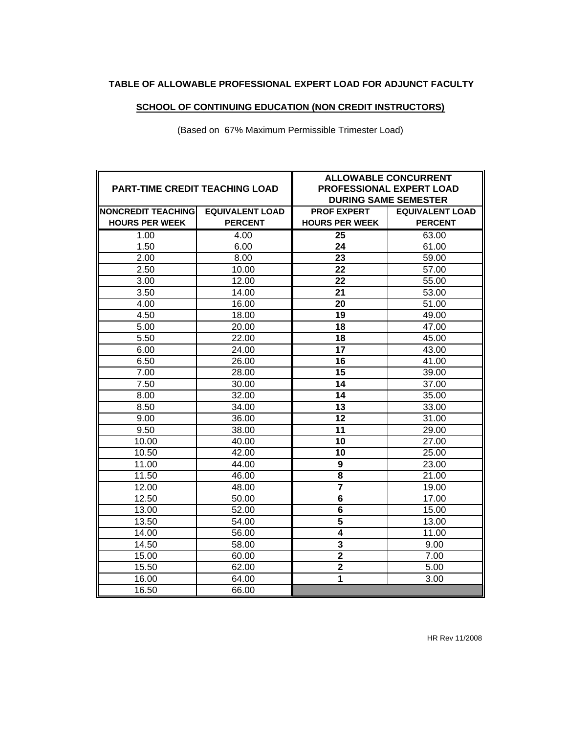**TABLE OF ALLOWABLE PROFESSIONAL EXPERT LOAD FOR ADJUNCT FACULTY**

**SCHOOL OF CONTINUING EDUCATION (NON CREDIT INSTRUCTORS)**

(Based on 67% Maximum Permissible Trimester Load)

| PART-TIME CREDIT TEACHING LOAD | | ALLOWABLE CONCURRENT PROFESSIONAL EXPERT LOAD DURING SAME SEMESTER | |
|---|---|---|---|
| NONCREDIT TEACHING HOURS PER WEEK | EQUIVALENT LOAD PERCENT | PROF EXPERT HOURS PER WEEK | EQUIVALENT LOAD PERCENT |
| 1.00 | 4.00 | 25 | 63.00 |
| 1.50 | 6.00 | 24 | 61.00 |
| 2.00 | 8.00 | 23 | 59.00 |
| 2.50 | 10.00 | 22 | 57.00 |
| 3.00 | 12.00 | 22 | 55.00 |
| 3.50 | 14.00 | 21 | 53.00 |
| 4.00 | 16.00 | 20 | 51.00 |
| 4.50 | 18.00 | 19 | 49.00 |
| 5.00 | 20.00 | 18 | 47.00 |
| 5.50 | 22.00 | 18 | 45.00 |
| 6.00 | 24.00 | 17 | 43.00 |
| 6.50 | 26.00 | 16 | 41.00 |
| 7.00 | 28.00 | 15 | 39.00 |
| 7.50 | 30.00 | 14 | 37.00 |
| 8.00 | 32.00 | 14 | 35.00 |
| 8.50 | 34.00 | 13 | 33.00 |
| 9.00 | 36.00 | 12 | 31.00 |
| 9.50 | 38.00 | 11 | 29.00 |
| 10.00 | 40.00 | 10 | 27.00 |
| 10.50 | 42.00 | 10 | 25.00 |
| 11.00 | 44.00 | 9 | 23.00 |
| 11.50 | 46.00 | 8 | 21.00 |
| 12.00 | 48.00 | 7 | 19.00 |
| 12.50 | 50.00 | 6 | 17.00 |
| 13.00 | 52.00 | 6 | 15.00 |
| 13.50 | 54.00 | 5 | 13.00 |
| 14.00 | 56.00 | 4 | 11.00 |
| 14.50 | 58.00 | 3 | 9.00 |
| 15.00 | 60.00 | 2 | 7.00 |
| 15.50 | 62.00 | 2 | 5.00 |
| 16.00 | 64.00 | 1 | 3.00 |
| 16.50 | 66.00 | | |

HR Rev 11/2008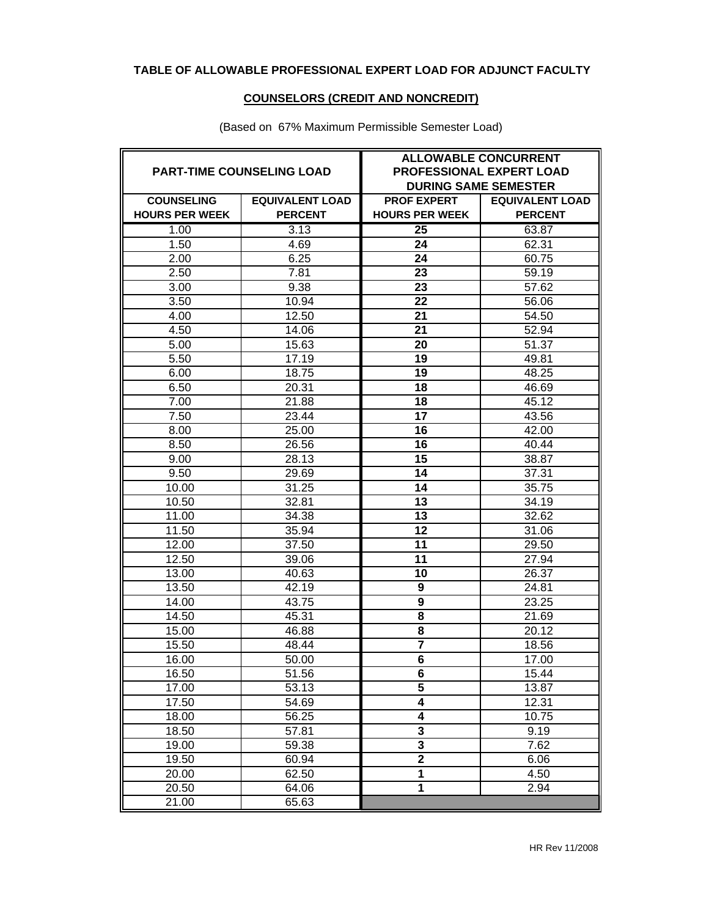**TABLE OF ALLOWABLE PROFESSIONAL EXPERT LOAD FOR ADJUNCT FACULTY**

**COUNSELORS (CREDIT AND NONCREDIT)**

(Based on 67% Maximum Permissible Semester Load)

| PART-TIME COUNSELING LOAD | | ALLOWABLE CONCURRENT PROFESSIONAL EXPERT LOAD DURING SAME SEMESTER | |
|---|---|---|---|
| **COUNSELING HOURS PER WEEK** | **EQUIVALENT LOAD PERCENT** | **PROF EXPERT HOURS PER WEEK** | **EQUIVALENT LOAD PERCENT** |
| 1.00 | 3.13 | **25** | 63.87 |
| 1.50 | 4.69 | **24** | 62.31 |
| 2.00 | 6.25 | **24** | 60.75 |
| 2.50 | 7.81 | **23** | 59.19 |
| 3.00 | 9.38 | **23** | 57.62 |
| 3.50 | 10.94 | **22** | 56.06 |
| 4.00 | 12.50 | **21** | 54.50 |
| 4.50 | 14.06 | **21** | 52.94 |
| 5.00 | 15.63 | **20** | 51.37 |
| 5.50 | 17.19 | **19** | 49.81 |
| 6.00 | 18.75 | **19** | 48.25 |
| 6.50 | 20.31 | **18** | 46.69 |
| 7.00 | 21.88 | **18** | 45.12 |
| 7.50 | 23.44 | **17** | 43.56 |
| 8.00 | 25.00 | **16** | 42.00 |
| 8.50 | 26.56 | **16** | 40.44 |
| 9.00 | 28.13 | **15** | 38.87 |
| 9.50 | 29.69 | **14** | 37.31 |
| 10.00 | 31.25 | **14** | 35.75 |
| 10.50 | 32.81 | **13** | 34.19 |
| 11.00 | 34.38 | **13** | 32.62 |
| 11.50 | 35.94 | **12** | 31.06 |
| 12.00 | 37.50 | **11** | 29.50 |
| 12.50 | 39.06 | **11** | 27.94 |
| 13.00 | 40.63 | **10** | 26.37 |
| 13.50 | 42.19 | **9** | 24.81 |
| 14.00 | 43.75 | **9** | 23.25 |
| 14.50 | 45.31 | **8** | 21.69 |
| 15.00 | 46.88 | **8** | 20.12 |
| 15.50 | 48.44 | **7** | 18.56 |
| 16.00 | 50.00 | **6** | 17.00 |
| 16.50 | 51.56 | **6** | 15.44 |
| 17.00 | 53.13 | **5** | 13.87 |
| 17.50 | 54.69 | **4** | 12.31 |
| 18.00 | 56.25 | **4** | 10.75 |
| 18.50 | 57.81 | **3** | 9.19 |
| 19.00 | 59.38 | **3** | 7.62 |
| 19.50 | 60.94 | **2** | 6.06 |
| 20.00 | 62.50 | **1** | 4.50 |
| 20.50 | 64.06 | **1** | 2.94 |
| 21.00 | 65.63 | | |

HR Rev 11/2008